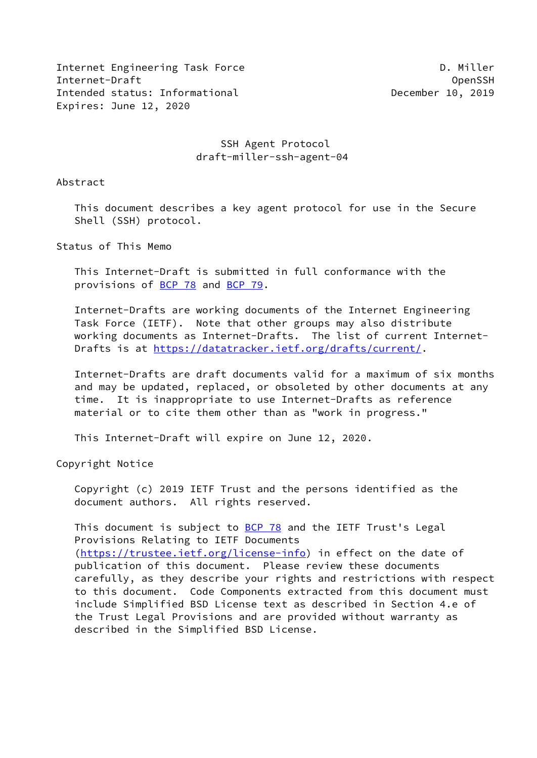Internet Engineering Task Force D. Miller
Internet-Draft OpenSSH
Intended status: Informational December 10, 2019
Expires: June 12, 2020

# SSH Agent Protocol
## draft-miller-ssh-agent-04

### Abstract

This document describes a key agent protocol for use in the Secure Shell (SSH) protocol.

### Status of This Memo

This Internet-Draft is submitted in full conformance with the provisions of BCP 78 and BCP 79.

Internet-Drafts are working documents of the Internet Engineering Task Force (IETF). Note that other groups may also distribute working documents as Internet-Drafts. The list of current Internet-Drafts is at https://datatracker.ietf.org/drafts/current/.

Internet-Drafts are draft documents valid for a maximum of six months and may be updated, replaced, or obsoleted by other documents at any time. It is inappropriate to use Internet-Drafts as reference material or to cite them other than as "work in progress."

This Internet-Draft will expire on June 12, 2020.

### Copyright Notice

Copyright (c) 2019 IETF Trust and the persons identified as the document authors. All rights reserved.

This document is subject to BCP 78 and the IETF Trust's Legal Provisions Relating to IETF Documents (https://trustee.ietf.org/license-info) in effect on the date of publication of this document. Please review these documents carefully, as they describe your rights and restrictions with respect to this document. Code Components extracted from this document must include Simplified BSD License text as described in Section 4.e of the Trust Legal Provisions and are provided without warranty as described in the Simplified BSD License.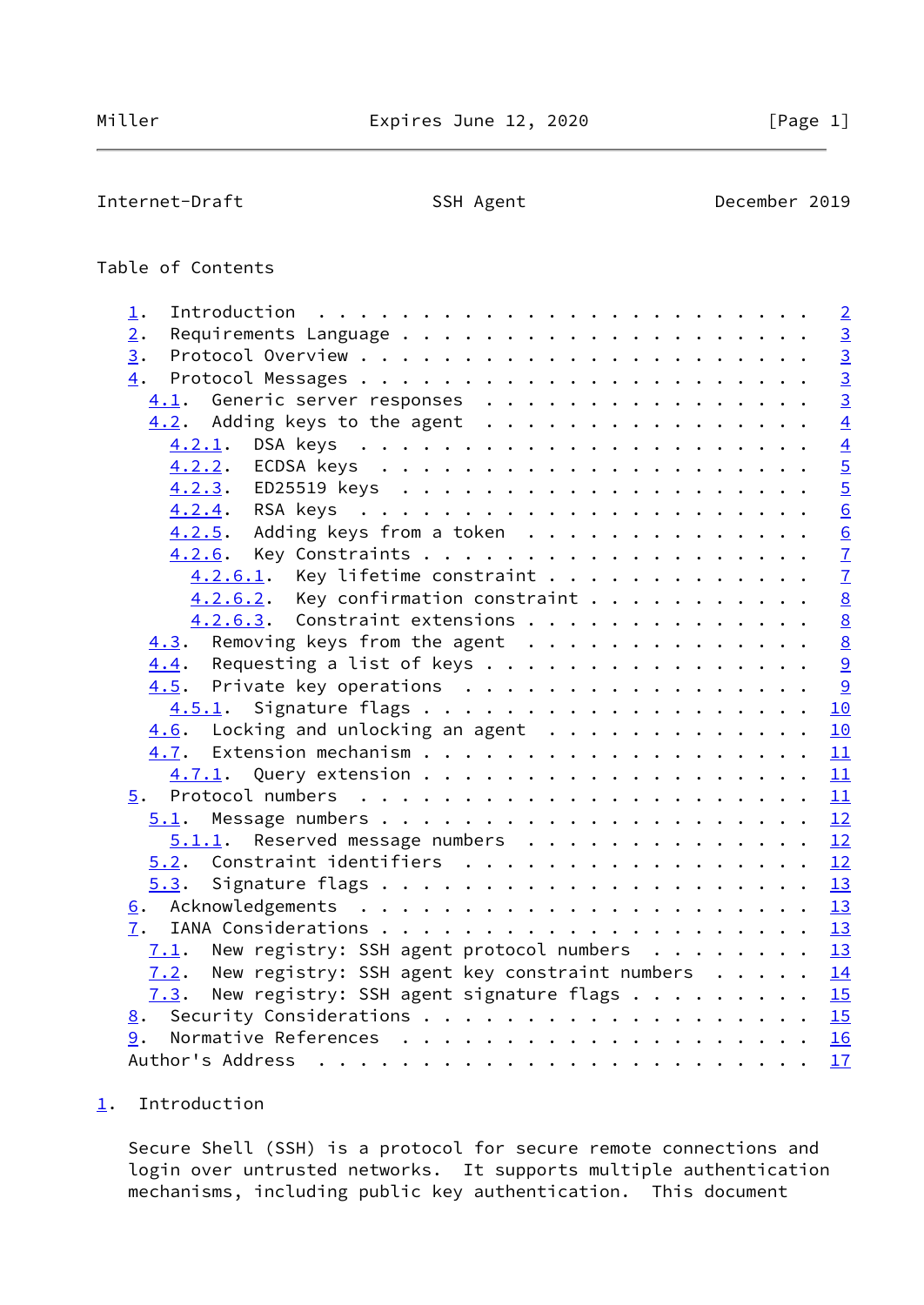## Table of Contents

- 1. Introduction . . . . . . . . . . . . . . . . . . . . . . . . 2
- 2. Requirements Language . . . . . . . . . . . . . . . . . . . . 3
- 3. Protocol Overview . . . . . . . . . . . . . . . . . . . . . . 3
- 4. Protocol Messages . . . . . . . . . . . . . . . . . . . . . . 3
  - 4.1. Generic server responses . . . . . . . . . . . . . . . . 3
  - 4.2. Adding keys to the agent . . . . . . . . . . . . . . . . 4
    - 4.2.1. DSA keys . . . . . . . . . . . . . . . . . . . . . . 4
    - 4.2.2. ECDSA keys . . . . . . . . . . . . . . . . . . . . . 5
    - 4.2.3. ED25519 keys . . . . . . . . . . . . . . . . . . . . 5
    - 4.2.4. RSA keys . . . . . . . . . . . . . . . . . . . . . . 6
    - 4.2.5. Adding keys from a token . . . . . . . . . . . . . . 6
    - 4.2.6. Key Constraints . . . . . . . . . . . . . . . . . . . 7
      - 4.2.6.1. Key lifetime constraint . . . . . . . . . . . . . 7
      - 4.2.6.2. Key confirmation constraint . . . . . . . . . . . 8
      - 4.2.6.3. Constraint extensions . . . . . . . . . . . . . . 8
  - 4.3. Removing keys from the agent . . . . . . . . . . . . . . 8
  - 4.4. Requesting a list of keys . . . . . . . . . . . . . . . . 9
  - 4.5. Private key operations . . . . . . . . . . . . . . . . . 9
    - 4.5.1. Signature flags . . . . . . . . . . . . . . . . . . . 10
  - 4.6. Locking and unlocking an agent . . . . . . . . . . . . . 10
  - 4.7. Extension mechanism . . . . . . . . . . . . . . . . . . . 11
    - 4.7.1. Query extension . . . . . . . . . . . . . . . . . . . 11
- 5. Protocol numbers . . . . . . . . . . . . . . . . . . . . . . 11
  - 5.1. Message numbers . . . . . . . . . . . . . . . . . . . . . 12
    - 5.1.1. Reserved message numbers . . . . . . . . . . . . . . 12
  - 5.2. Constraint identifiers . . . . . . . . . . . . . . . . . 12
  - 5.3. Signature flags . . . . . . . . . . . . . . . . . . . . . 13
- 6. Acknowledgements . . . . . . . . . . . . . . . . . . . . . . 13
- 7. IANA Considerations . . . . . . . . . . . . . . . . . . . . . 13
  - 7.1. New registry: SSH agent protocol numbers . . . . . . . . 13
  - 7.2. New registry: SSH agent key constraint numbers . . . . . 14
  - 7.3. New registry: SSH agent signature flags . . . . . . . . . 15
- 8. Security Considerations . . . . . . . . . . . . . . . . . . . 15
- 9. Normative References . . . . . . . . . . . . . . . . . . . . 16
- Author's Address . . . . . . . . . . . . . . . . . . . . . . . . 17

## 1. Introduction

Secure Shell (SSH) is a protocol for secure remote connections and login over untrusted networks. It supports multiple authentication mechanisms, including public key authentication. This document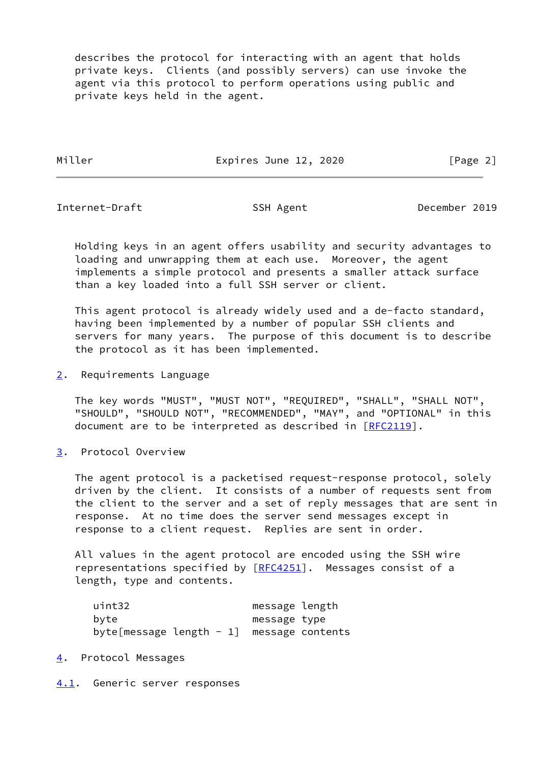describes the protocol for interacting with an agent that holds private keys. Clients (and possibly servers) can use invoke the agent via this protocol to perform operations using public and private keys held in the agent.

Holding keys in an agent offers usability and security advantages to loading and unwrapping them at each use. Moreover, the agent implements a simple protocol and presents a smaller attack surface than a key loaded into a full SSH server or client.

This agent protocol is already widely used and a de-facto standard, having been implemented by a number of popular SSH clients and servers for many years. The purpose of this document is to describe the protocol as it has been implemented.

## 2. Requirements Language

The key words "MUST", "MUST NOT", "REQUIRED", "SHALL", "SHALL NOT", "SHOULD", "SHOULD NOT", "RECOMMENDED", "MAY", and "OPTIONAL" in this document are to be interpreted as described in [RFC2119].

## 3. Protocol Overview

The agent protocol is a packetised request-response protocol, solely driven by the client. It consists of a number of requests sent from the client to the server and a set of reply messages that are sent in response. At no time does the server send messages except in response to a client request. Replies are sent in order.

All values in the agent protocol are encoded using the SSH wire representations specified by [RFC4251]. Messages consist of a length, type and contents.

```
uint32                      message length
byte                        message type
byte[message length - 1]    message contents
```

## 4. Protocol Messages

### 4.1. Generic server responses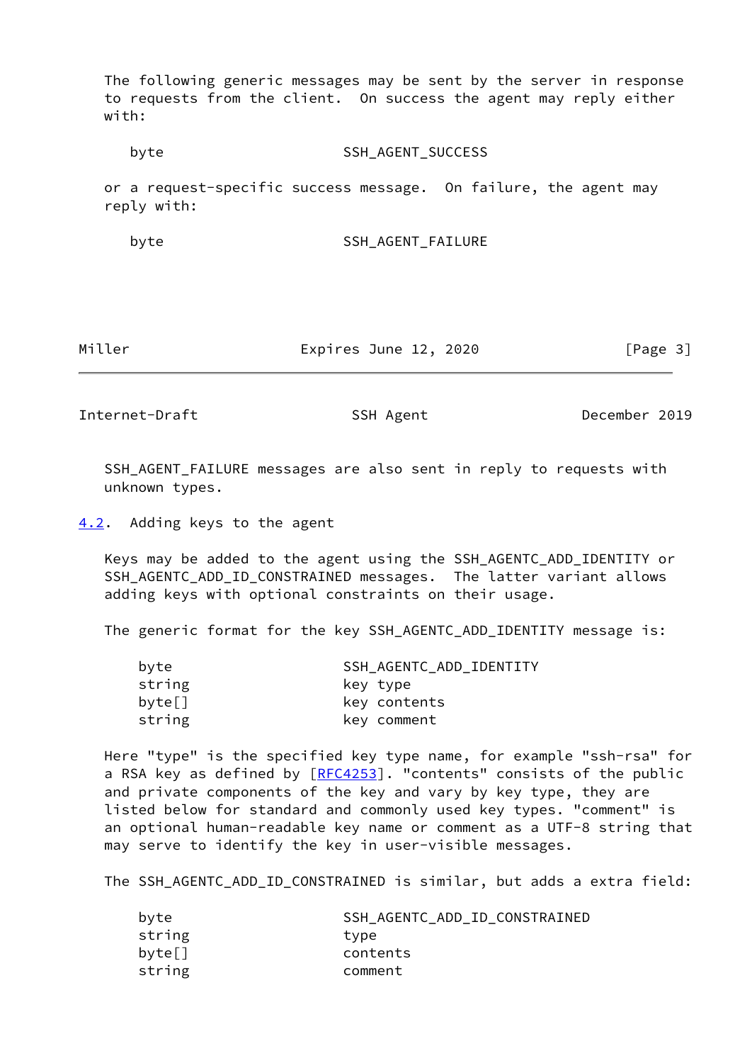The following generic messages may be sent by the server in response to requests from the client. On success the agent may reply either with:

```
byte                     SSH_AGENT_SUCCESS
```

or a request-specific success message. On failure, the agent may reply with:

```
byte                     SSH_AGENT_FAILURE
```

SSH_AGENT_FAILURE messages are also sent in reply to requests with unknown types.

## 4.2. Adding keys to the agent

Keys may be added to the agent using the SSH_AGENTC_ADD_IDENTITY or SSH_AGENTC_ADD_ID_CONSTRAINED messages. The latter variant allows adding keys with optional constraints on their usage.

The generic format for the key SSH_AGENTC_ADD_IDENTITY message is:

```
byte                        SSH_AGENTC_ADD_IDENTITY
string                      key type
byte[]                      key contents
string                      key comment
```

Here "type" is the specified key type name, for example "ssh-rsa" for a RSA key as defined by [RFC4253]. "contents" consists of the public and private components of the key and vary by key type, they are listed below for standard and commonly used key types. "comment" is an optional human-readable key name or comment as a UTF-8 string that may serve to identify the key in user-visible messages.

The SSH_AGENTC_ADD_ID_CONSTRAINED is similar, but adds a extra field:

```
byte                        SSH_AGENTC_ADD_ID_CONSTRAINED
string                      type
byte[]                      contents
string                      comment
```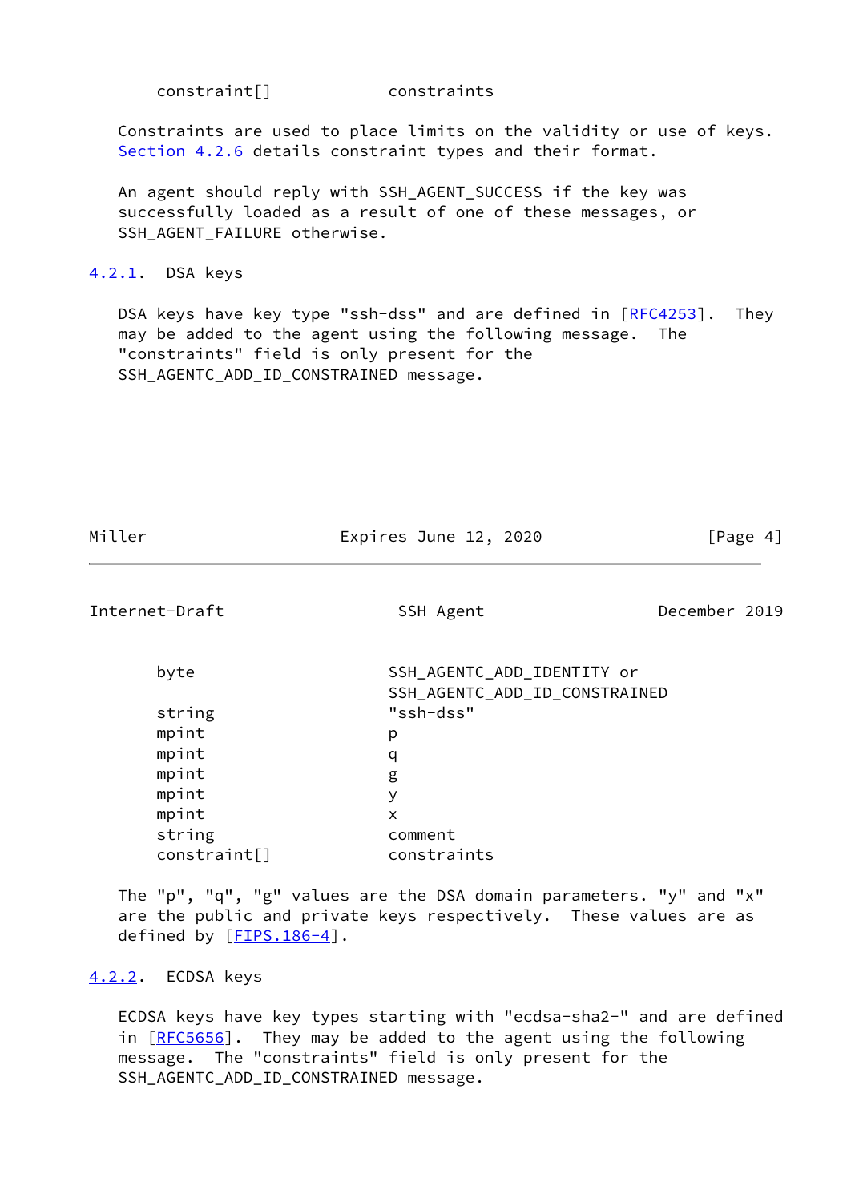```
    constraint[]           constraints
```

Constraints are used to place limits on the validity or use of keys. Section 4.2.6 details constraint types and their format.

An agent should reply with SSH_AGENT_SUCCESS if the key was successfully loaded as a result of one of these messages, or SSH_AGENT_FAILURE otherwise.

### 4.2.1. DSA keys

DSA keys have key type "ssh-dss" and are defined in [RFC4253]. They may be added to the agent using the following message. The "constraints" field is only present for the SSH_AGENTC_ADD_ID_CONSTRAINED message.

```
    byte                   SSH_AGENTC_ADD_IDENTITY or
                           SSH_AGENTC_ADD_ID_CONSTRAINED
    string                 "ssh-dss"
    mpint                  p
    mpint                  q
    mpint                  g
    mpint                  y
    mpint                  x
    string                 comment
    constraint[]           constraints
```

The "p", "q", "g" values are the DSA domain parameters. "y" and "x" are the public and private keys respectively. These values are as defined by [FIPS.186-4].

### 4.2.2. ECDSA keys

ECDSA keys have key types starting with "ecdsa-sha2-" and are defined in [RFC5656]. They may be added to the agent using the following message. The "constraints" field is only present for the SSH_AGENTC_ADD_ID_CONSTRAINED message.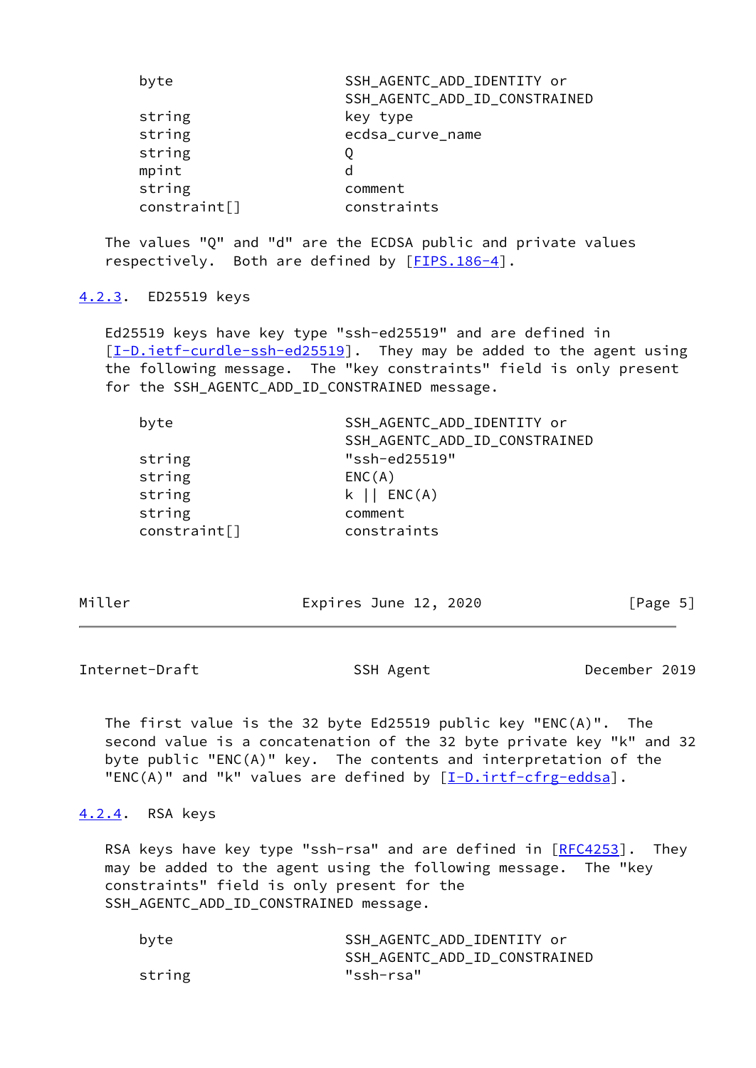```
    byte                    SSH_AGENTC_ADD_IDENTITY or
                            SSH_AGENTC_ADD_ID_CONSTRAINED
    string                  key type
    string                  ecdsa_curve_name
    string                  Q
    mpint                   d
    string                  comment
    constraint[]            constraints
```

The values "Q" and "d" are the ECDSA public and private values respectively. Both are defined by [FIPS.186-4].

### 4.2.3. ED25519 keys

Ed25519 keys have key type "ssh-ed25519" and are defined in [I-D.ietf-curdle-ssh-ed25519]. They may be added to the agent using the following message. The "key constraints" field is only present for the SSH_AGENTC_ADD_ID_CONSTRAINED message.

```
    byte                    SSH_AGENTC_ADD_IDENTITY or
                            SSH_AGENTC_ADD_ID_CONSTRAINED
    string                  "ssh-ed25519"
    string                  ENC(A)
    string                  k || ENC(A)
    string                  comment
    constraint[]            constraints
```

The first value is the 32 byte Ed25519 public key "ENC(A)". The second value is a concatenation of the 32 byte private key "k" and 32 byte public "ENC(A)" key. The contents and interpretation of the "ENC(A)" and "k" values are defined by [I-D.irtf-cfrg-eddsa].

### 4.2.4. RSA keys

RSA keys have key type "ssh-rsa" and are defined in [RFC4253]. They may be added to the agent using the following message. The "key constraints" field is only present for the SSH_AGENTC_ADD_ID_CONSTRAINED message.

```
    byte                    SSH_AGENTC_ADD_IDENTITY or
                            SSH_AGENTC_ADD_ID_CONSTRAINED
    string                  "ssh-rsa"
```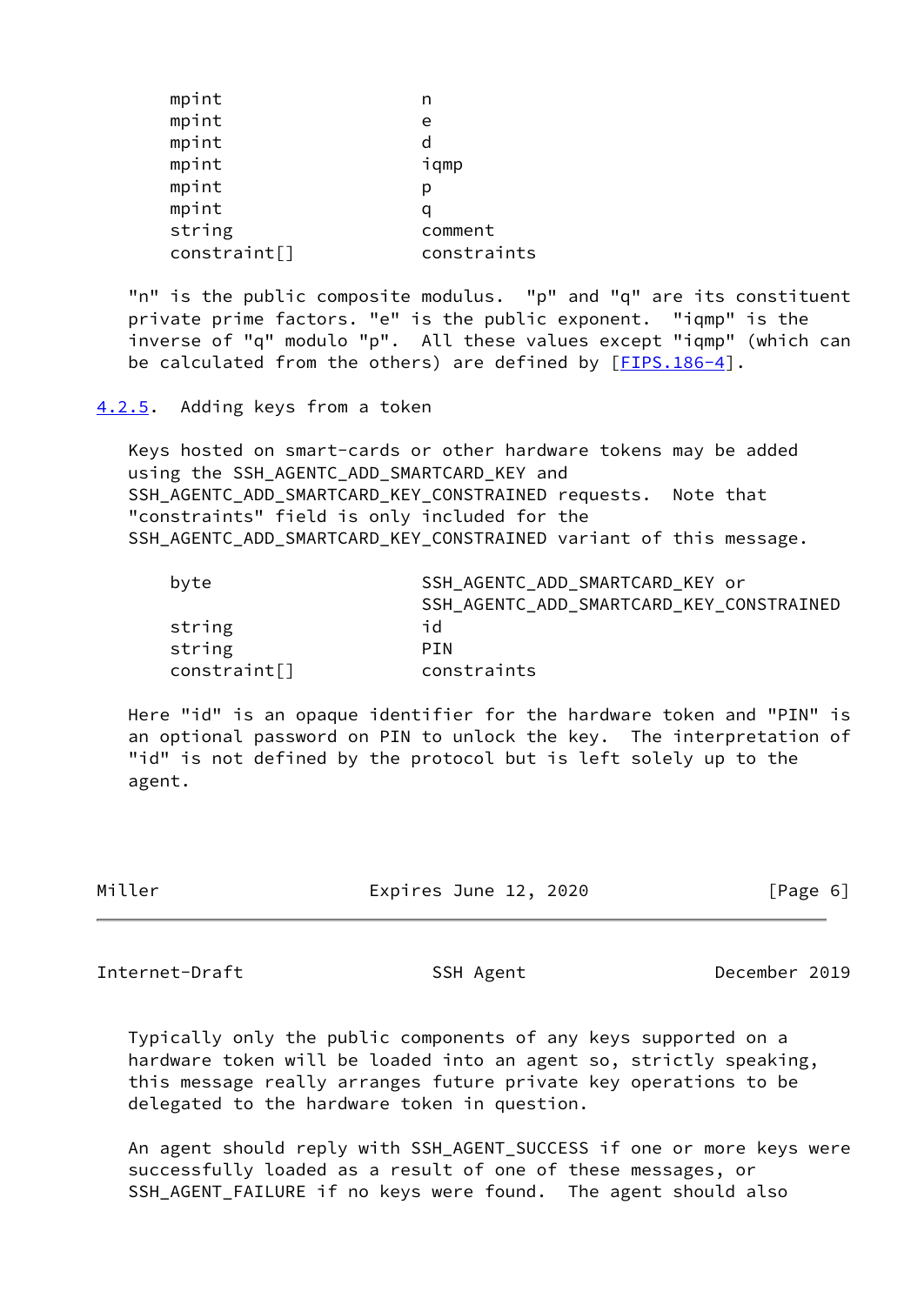```
    mpint                  n
    mpint                  e
    mpint                  d
    mpint                  iqmp
    mpint                  p
    mpint                  q
    string                 comment
    constraint[]           constraints
```

"n" is the public composite modulus. "p" and "q" are its constituent private prime factors. "e" is the public exponent. "iqmp" is the inverse of "q" modulo "p". All these values except "iqmp" (which can be calculated from the others) are defined by [FIPS.186-4].

### 4.2.5. Adding keys from a token

Keys hosted on smart-cards or other hardware tokens may be added using the SSH_AGENTC_ADD_SMARTCARD_KEY and SSH_AGENTC_ADD_SMARTCARD_KEY_CONSTRAINED requests. Note that "constraints" field is only included for the SSH_AGENTC_ADD_SMARTCARD_KEY_CONSTRAINED variant of this message.

```
    byte                   SSH_AGENTC_ADD_SMARTCARD_KEY or
                           SSH_AGENTC_ADD_SMARTCARD_KEY_CONSTRAINED
    string                 id
    string                 PIN
    constraint[]           constraints
```

Here "id" is an opaque identifier for the hardware token and "PIN" is an optional password on PIN to unlock the key. The interpretation of "id" is not defined by the protocol but is left solely up to the agent.

Typically only the public components of any keys supported on a hardware token will be loaded into an agent so, strictly speaking, this message really arranges future private key operations to be delegated to the hardware token in question.

An agent should reply with SSH_AGENT_SUCCESS if one or more keys were successfully loaded as a result of one of these messages, or SSH_AGENT_FAILURE if no keys were found. The agent should also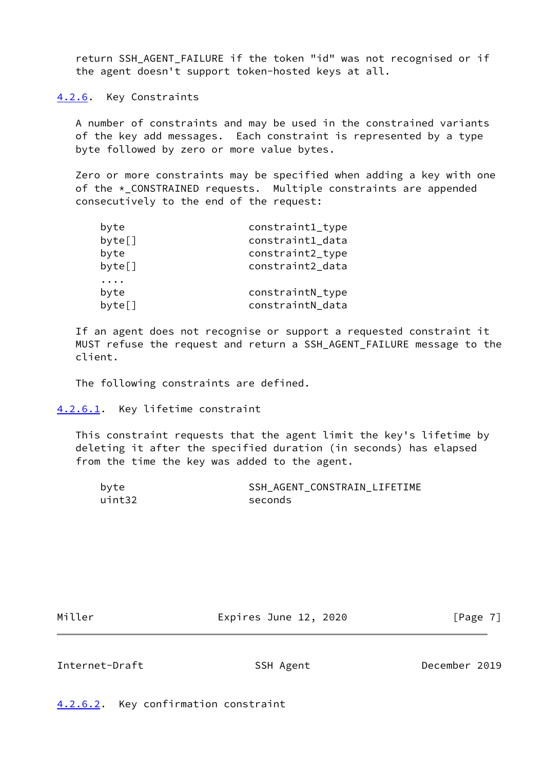return SSH_AGENT_FAILURE if the token "id" was not recognised or if the agent doesn't support token-hosted keys at all.

#### 4.2.6. Key Constraints

A number of constraints and may be used in the constrained variants of the key add messages. Each constraint is represented by a type byte followed by zero or more value bytes.

Zero or more constraints may be specified when adding a key with one of the *_CONSTRAINED requests. Multiple constraints are appended consecutively to the end of the request:

```
byte                    constraint1_type
byte[]                  constraint1_data
byte                    constraint2_type
byte[]                  constraint2_data
....
byte                    constraintN_type
byte[]                  constraintN_data
```

If an agent does not recognise or support a requested constraint it MUST refuse the request and return a SSH_AGENT_FAILURE message to the client.

The following constraints are defined.

##### 4.2.6.1. Key lifetime constraint

This constraint requests that the agent limit the key's lifetime by deleting it after the specified duration (in seconds) has elapsed from the time the key was added to the agent.

```
byte                    SSH_AGENT_CONSTRAIN_LIFETIME
uint32                  seconds
```

##### 4.2.6.2. Key confirmation constraint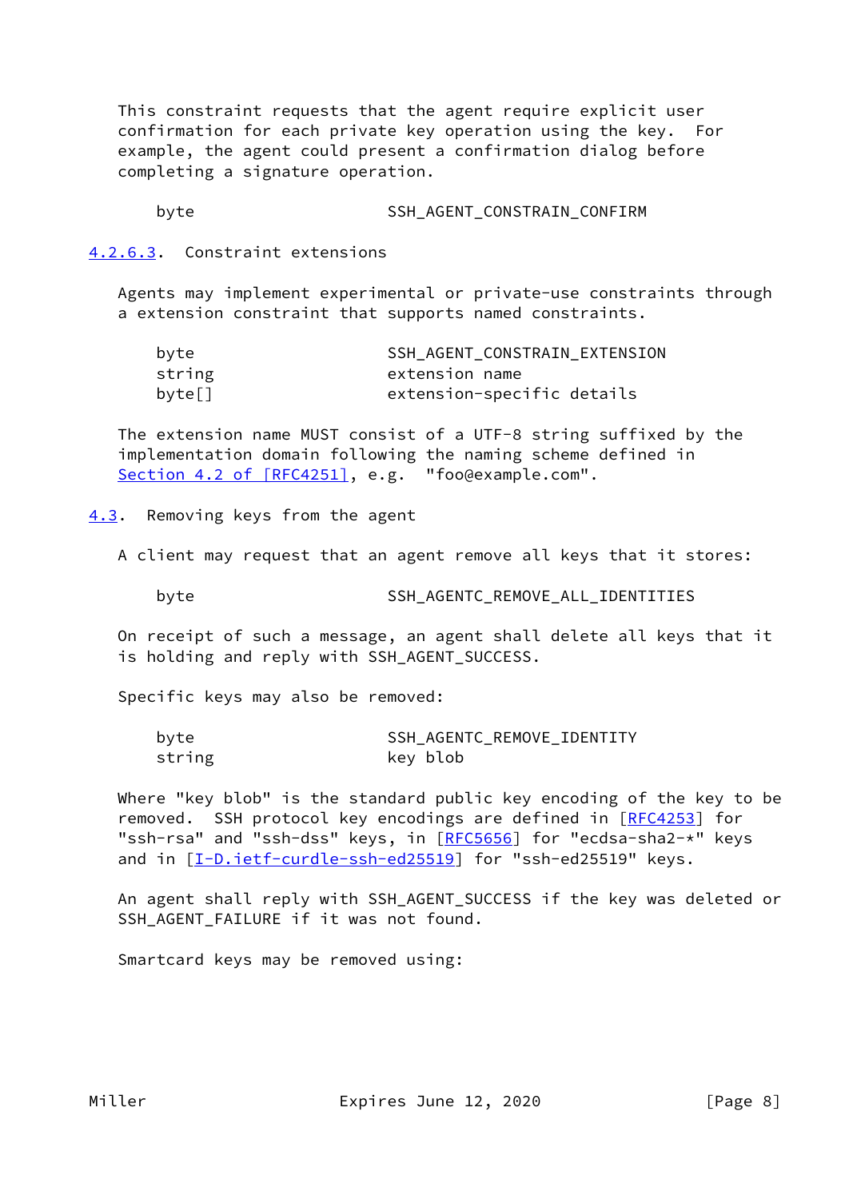This constraint requests that the agent require explicit user confirmation for each private key operation using the key. For example, the agent could present a confirmation dialog before completing a signature operation.

```
byte                    SSH_AGENT_CONSTRAIN_CONFIRM
```

#### 4.2.6.3. Constraint extensions

Agents may implement experimental or private-use constraints through a extension constraint that supports named constraints.

```
byte                    SSH_AGENT_CONSTRAIN_EXTENSION
string                  extension name
byte[]                  extension-specific details
```

The extension name MUST consist of a UTF-8 string suffixed by the implementation domain following the naming scheme defined in Section 4.2 of [RFC4251], e.g. "foo@example.com".

### 4.3. Removing keys from the agent

A client may request that an agent remove all keys that it stores:

```
byte                    SSH_AGENTC_REMOVE_ALL_IDENTITIES
```

On receipt of such a message, an agent shall delete all keys that it is holding and reply with SSH_AGENT_SUCCESS.

Specific keys may also be removed:

```
byte                    SSH_AGENTC_REMOVE_IDENTITY
string                  key blob
```

Where "key blob" is the standard public key encoding of the key to be removed. SSH protocol key encodings are defined in [RFC4253] for "ssh-rsa" and "ssh-dss" keys, in [RFC5656] for "ecdsa-sha2-*" keys and in [I-D.ietf-curdle-ssh-ed25519] for "ssh-ed25519" keys.

An agent shall reply with SSH_AGENT_SUCCESS if the key was deleted or SSH_AGENT_FAILURE if it was not found.

Smartcard keys may be removed using: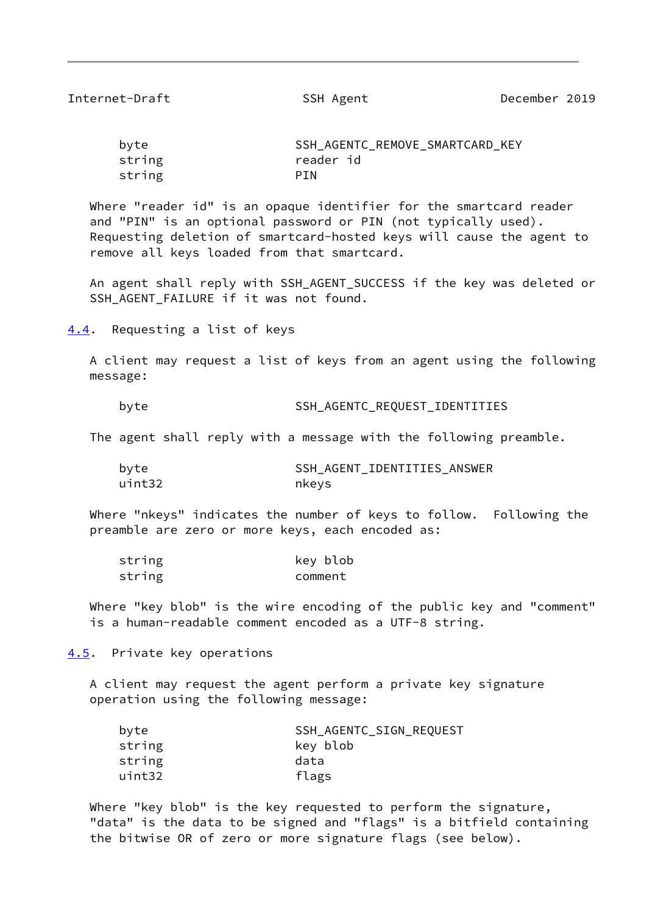```
byte                    SSH_AGENTC_REMOVE_SMARTCARD_KEY
string                  reader id
string                  PIN
```

Where "reader id" is an opaque identifier for the smartcard reader and "PIN" is an optional password or PIN (not typically used). Requesting deletion of smartcard-hosted keys will cause the agent to remove all keys loaded from that smartcard.

An agent shall reply with SSH_AGENT_SUCCESS if the key was deleted or SSH_AGENT_FAILURE if it was not found.

## 4.4. Requesting a list of keys

A client may request a list of keys from an agent using the following message:

```
byte                    SSH_AGENTC_REQUEST_IDENTITIES
```

The agent shall reply with a message with the following preamble.

```
byte                    SSH_AGENT_IDENTITIES_ANSWER
uint32                  nkeys
```

Where "nkeys" indicates the number of keys to follow. Following the preamble are zero or more keys, each encoded as:

```
string                  key blob
string                  comment
```

Where "key blob" is the wire encoding of the public key and "comment" is a human-readable comment encoded as a UTF-8 string.

## 4.5. Private key operations

A client may request the agent perform a private key signature operation using the following message:

```
byte                    SSH_AGENTC_SIGN_REQUEST
string                  key blob
string                  data
uint32                  flags
```

Where "key blob" is the key requested to perform the signature, "data" is the data to be signed and "flags" is a bitfield containing the bitwise OR of zero or more signature flags (see below).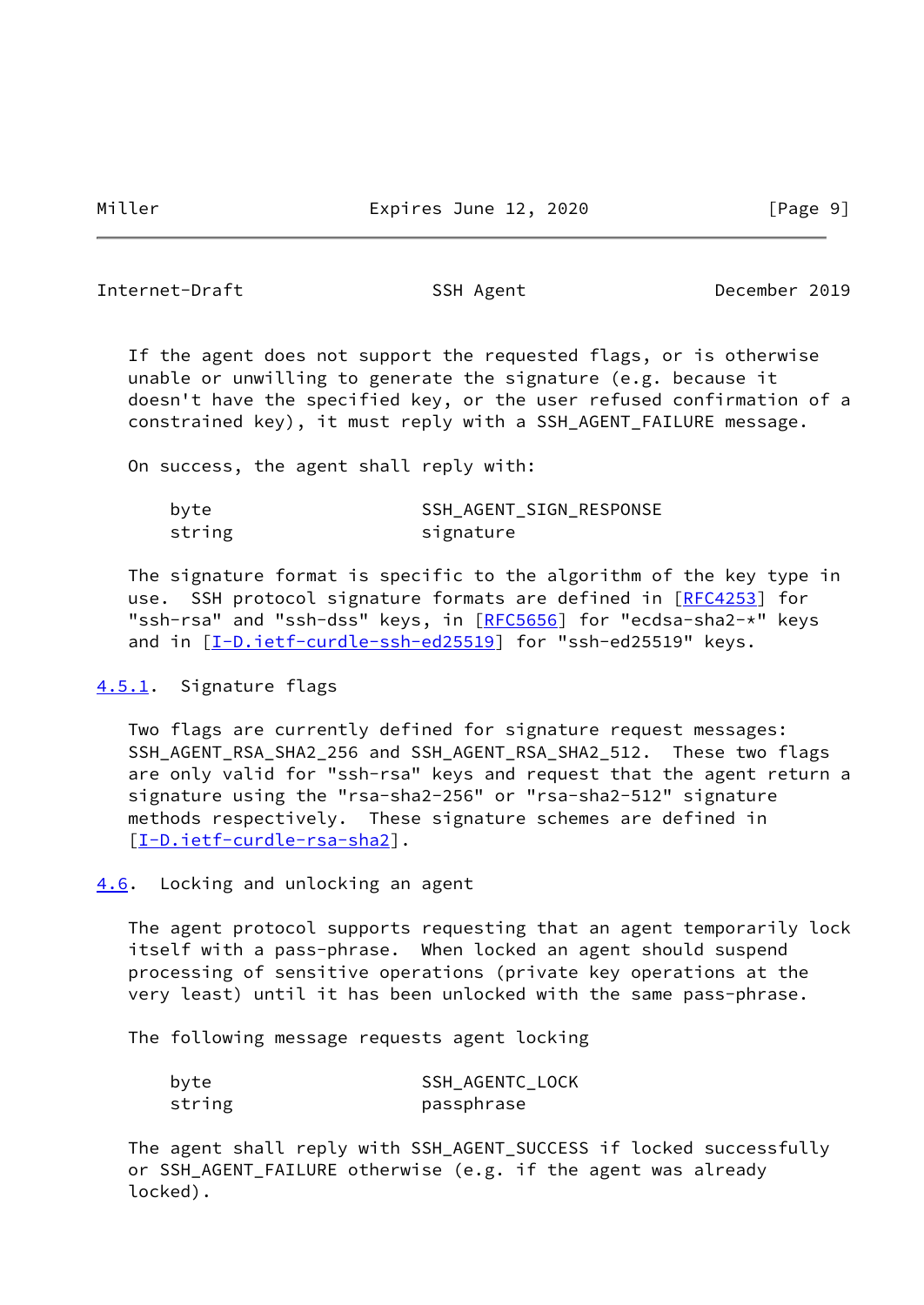If the agent does not support the requested flags, or is otherwise unable or unwilling to generate the signature (e.g. because it doesn't have the specified key, or the user refused confirmation of a constrained key), it must reply with a SSH_AGENT_FAILURE message.

On success, the agent shall reply with:

```
byte                    SSH_AGENT_SIGN_RESPONSE
string                  signature
```

The signature format is specific to the algorithm of the key type in use. SSH protocol signature formats are defined in [RFC4253] for "ssh-rsa" and "ssh-dss" keys, in [RFC5656] for "ecdsa-sha2-*" keys and in [I-D.ietf-curdle-ssh-ed25519] for "ssh-ed25519" keys.

### 4.5.1. Signature flags

Two flags are currently defined for signature request messages: SSH_AGENT_RSA_SHA2_256 and SSH_AGENT_RSA_SHA2_512. These two flags are only valid for "ssh-rsa" keys and request that the agent return a signature using the "rsa-sha2-256" or "rsa-sha2-512" signature methods respectively. These signature schemes are defined in [I-D.ietf-curdle-rsa-sha2].

## 4.6. Locking and unlocking an agent

The agent protocol supports requesting that an agent temporarily lock itself with a pass-phrase. When locked an agent should suspend processing of sensitive operations (private key operations at the very least) until it has been unlocked with the same pass-phrase.

The following message requests agent locking

```
byte                    SSH_AGENTC_LOCK
string                  passphrase
```

The agent shall reply with SSH_AGENT_SUCCESS if locked successfully or SSH_AGENT_FAILURE otherwise (e.g. if the agent was already locked).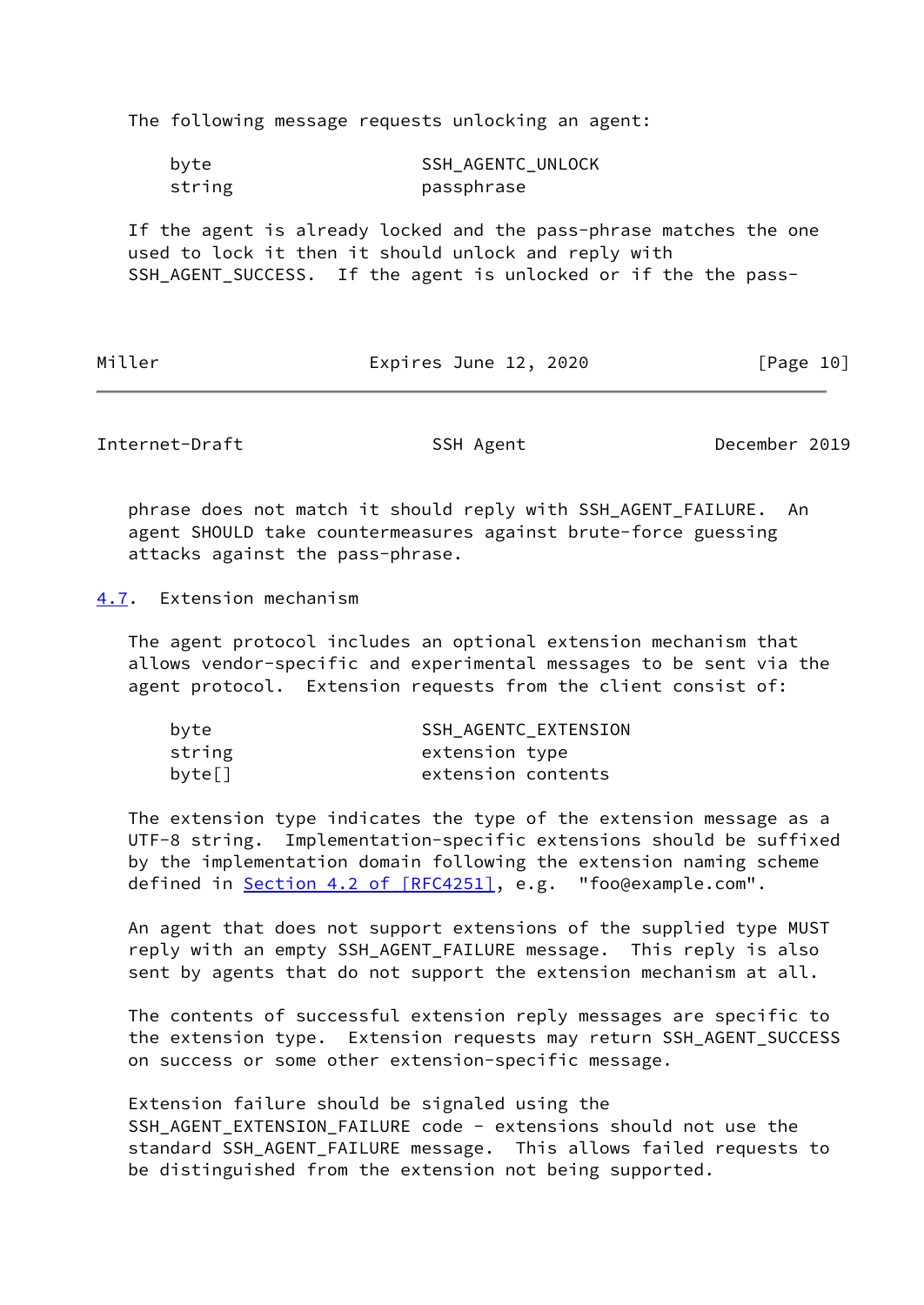The following message requests unlocking an agent:

```
byte                    SSH_AGENTC_UNLOCK
string                  passphrase
```

If the agent is already locked and the pass-phrase matches the one used to lock it then it should unlock and reply with SSH_AGENT_SUCCESS. If the agent is unlocked or if the the pass-phrase does not match it should reply with SSH_AGENT_FAILURE. An agent SHOULD take countermeasures against brute-force guessing attacks against the pass-phrase.

### 4.7. Extension mechanism

The agent protocol includes an optional extension mechanism that allows vendor-specific and experimental messages to be sent via the agent protocol. Extension requests from the client consist of:

```
byte                    SSH_AGENTC_EXTENSION
string                  extension type
byte[]                  extension contents
```

The extension type indicates the type of the extension message as a UTF-8 string. Implementation-specific extensions should be suffixed by the implementation domain following the extension naming scheme defined in Section 4.2 of [RFC4251], e.g. "foo@example.com".

An agent that does not support extensions of the supplied type MUST reply with an empty SSH_AGENT_FAILURE message. This reply is also sent by agents that do not support the extension mechanism at all.

The contents of successful extension reply messages are specific to the extension type. Extension requests may return SSH_AGENT_SUCCESS on success or some other extension-specific message.

Extension failure should be signaled using the SSH_AGENT_EXTENSION_FAILURE code - extensions should not use the standard SSH_AGENT_FAILURE message. This allows failed requests to be distinguished from the extension not being supported.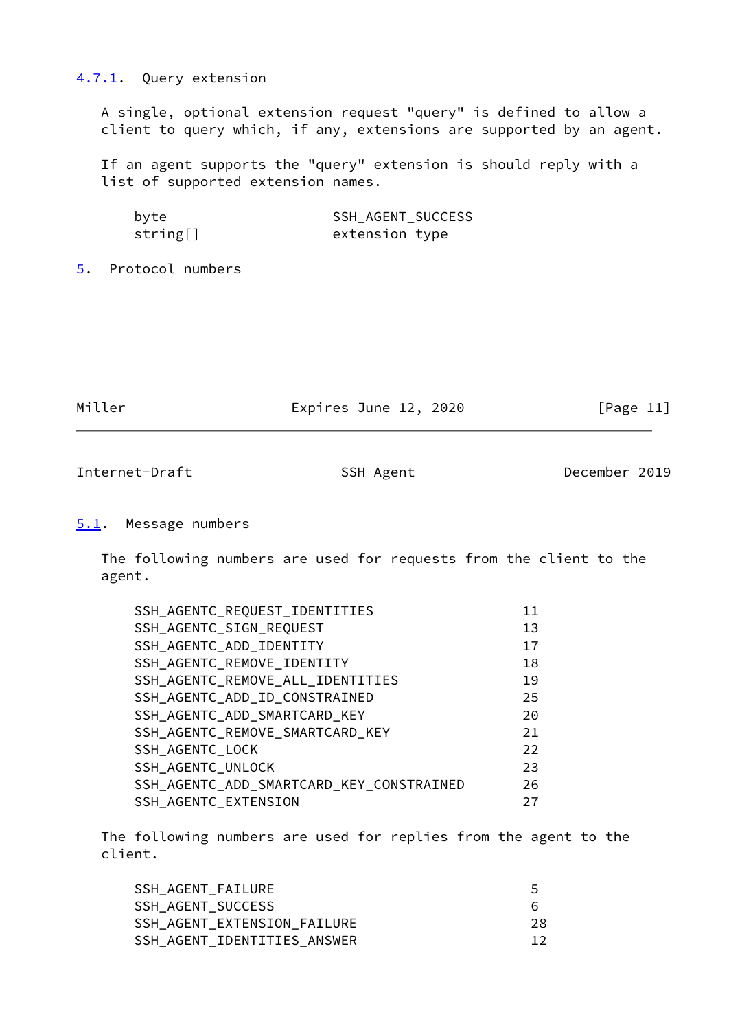#### 4.7.1. Query extension

A single, optional extension request "query" is defined to allow a client to query which, if any, extensions are supported by an agent.

If an agent supports the "query" extension is should reply with a list of supported extension names.

```
    byte                    SSH_AGENT_SUCCESS
    string[]                extension type
```

## 5. Protocol numbers

### 5.1. Message numbers

The following numbers are used for requests from the client to the agent.

```
    SSH_AGENTC_REQUEST_IDENTITIES                  11
    SSH_AGENTC_SIGN_REQUEST                        13
    SSH_AGENTC_ADD_IDENTITY                        17
    SSH_AGENTC_REMOVE_IDENTITY                     18
    SSH_AGENTC_REMOVE_ALL_IDENTITIES               19
    SSH_AGENTC_ADD_ID_CONSTRAINED                  25
    SSH_AGENTC_ADD_SMARTCARD_KEY                   20
    SSH_AGENTC_REMOVE_SMARTCARD_KEY                21
    SSH_AGENTC_LOCK                                22
    SSH_AGENTC_UNLOCK                              23
    SSH_AGENTC_ADD_SMARTCARD_KEY_CONSTRAINED       26
    SSH_AGENTC_EXTENSION                           27
```

The following numbers are used for replies from the agent to the client.

```
    SSH_AGENT_FAILURE                               5
    SSH_AGENT_SUCCESS                               6
    SSH_AGENT_EXTENSION_FAILURE                    28
    SSH_AGENT_IDENTITIES_ANSWER                    12
```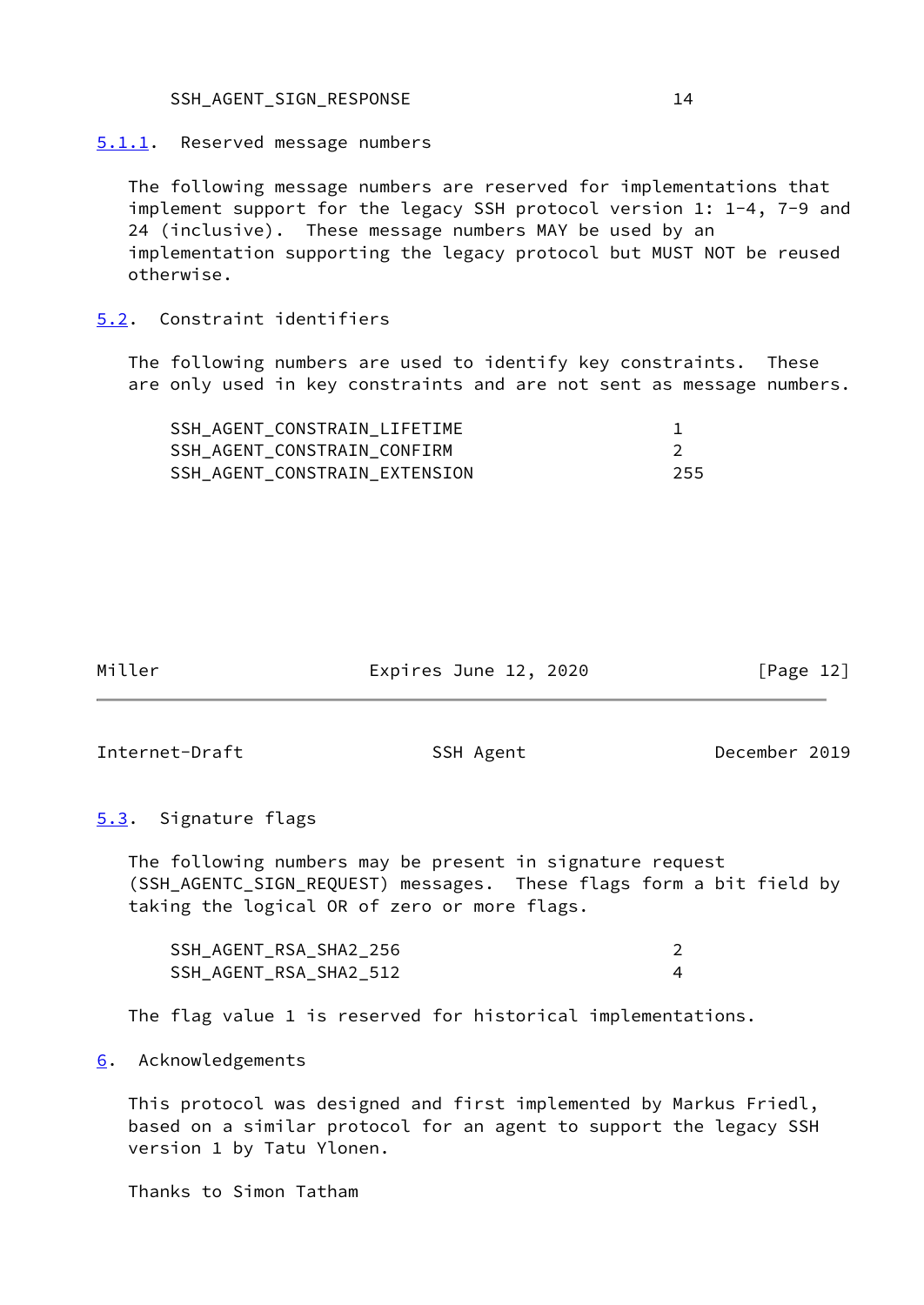| | |
|---|---|
| SSH_AGENT_SIGN_RESPONSE | 14 |

### 5.1.1. Reserved message numbers

The following message numbers are reserved for implementations that implement support for the legacy SSH protocol version 1: 1-4, 7-9 and 24 (inclusive). These message numbers MAY be used by an implementation supporting the legacy protocol but MUST NOT be reused otherwise.

## 5.2. Constraint identifiers

The following numbers are used to identify key constraints. These are only used in key constraints and are not sent as message numbers.

| | |
|---|---|
| SSH_AGENT_CONSTRAIN_LIFETIME | 1 |
| SSH_AGENT_CONSTRAIN_CONFIRM | 2 |
| SSH_AGENT_CONSTRAIN_EXTENSION | 255 |

## 5.3. Signature flags

The following numbers may be present in signature request (SSH_AGENTC_SIGN_REQUEST) messages. These flags form a bit field by taking the logical OR of zero or more flags.

| | |
|---|---|
| SSH_AGENT_RSA_SHA2_256 | 2 |
| SSH_AGENT_RSA_SHA2_512 | 4 |

The flag value 1 is reserved for historical implementations.

# 6. Acknowledgements

This protocol was designed and first implemented by Markus Friedl, based on a similar protocol for an agent to support the legacy SSH version 1 by Tatu Ylonen.

Thanks to Simon Tatham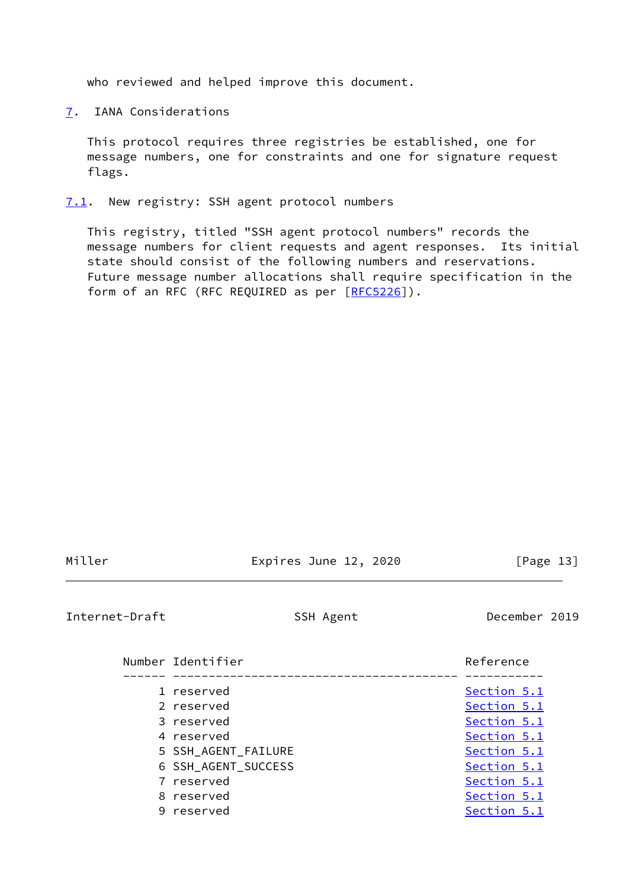who reviewed and helped improve this document.

## 7. IANA Considerations

This protocol requires three registries be established, one for message numbers, one for constraints and one for signature request flags.

### 7.1. New registry: SSH agent protocol numbers

This registry, titled "SSH agent protocol numbers" records the message numbers for client requests and agent responses. Its initial state should consist of the following numbers and reservations. Future message number allocations shall require specification in the form of an RFC (RFC REQUIRED as per [RFC5226]).

| Number | Identifier | Reference |
|---|---|---|
| 1 | reserved | Section 5.1 |
| 2 | reserved | Section 5.1 |
| 3 | reserved | Section 5.1 |
| 4 | reserved | Section 5.1 |
| 5 | SSH_AGENT_FAILURE | Section 5.1 |
| 6 | SSH_AGENT_SUCCESS | Section 5.1 |
| 7 | reserved | Section 5.1 |
| 8 | reserved | Section 5.1 |
| 9 | reserved | Section 5.1 |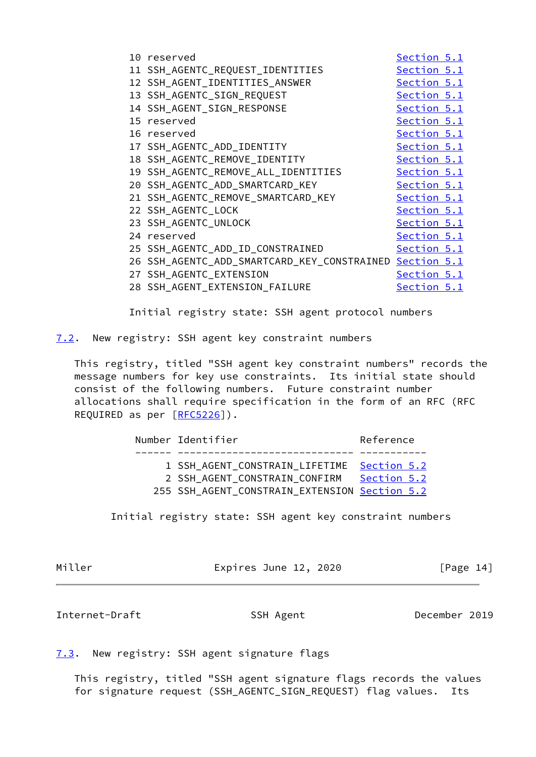| Number | Identifier | Reference |
| --- | --- | --- |
| 10 | reserved | Section 5.1 |
| 11 | SSH_AGENTC_REQUEST_IDENTITIES | Section 5.1 |
| 12 | SSH_AGENT_IDENTITIES_ANSWER | Section 5.1 |
| 13 | SSH_AGENTC_SIGN_REQUEST | Section 5.1 |
| 14 | SSH_AGENT_SIGN_RESPONSE | Section 5.1 |
| 15 | reserved | Section 5.1 |
| 16 | reserved | Section 5.1 |
| 17 | SSH_AGENTC_ADD_IDENTITY | Section 5.1 |
| 18 | SSH_AGENTC_REMOVE_IDENTITY | Section 5.1 |
| 19 | SSH_AGENTC_REMOVE_ALL_IDENTITIES | Section 5.1 |
| 20 | SSH_AGENTC_ADD_SMARTCARD_KEY | Section 5.1 |
| 21 | SSH_AGENTC_REMOVE_SMARTCARD_KEY | Section 5.1 |
| 22 | SSH_AGENTC_LOCK | Section 5.1 |
| 23 | SSH_AGENTC_UNLOCK | Section 5.1 |
| 24 | reserved | Section 5.1 |
| 25 | SSH_AGENTC_ADD_ID_CONSTRAINED | Section 5.1 |
| 26 | SSH_AGENTC_ADD_SMARTCARD_KEY_CONSTRAINED | Section 5.1 |
| 27 | SSH_AGENTC_EXTENSION | Section 5.1 |
| 28 | SSH_AGENT_EXTENSION_FAILURE | Section 5.1 |

Initial registry state: SSH agent protocol numbers

## 7.2. New registry: SSH agent key constraint numbers

This registry, titled "SSH agent key constraint numbers" records the message numbers for key use constraints. Its initial state should consist of the following numbers. Future constraint number allocations shall require specification in the form of an RFC (RFC REQUIRED as per [RFC5226]).

| Number | Identifier | Reference |
| --- | --- | --- |
| 1 | SSH_AGENT_CONSTRAIN_LIFETIME | Section 5.2 |
| 2 | SSH_AGENT_CONSTRAIN_CONFIRM | Section 5.2 |
| 255 | SSH_AGENT_CONSTRAIN_EXTENSION | Section 5.2 |

Initial registry state: SSH agent key constraint numbers

## 7.3. New registry: SSH agent signature flags

This registry, titled "SSH agent signature flags records the values for signature request (SSH_AGENTC_SIGN_REQUEST) flag values. Its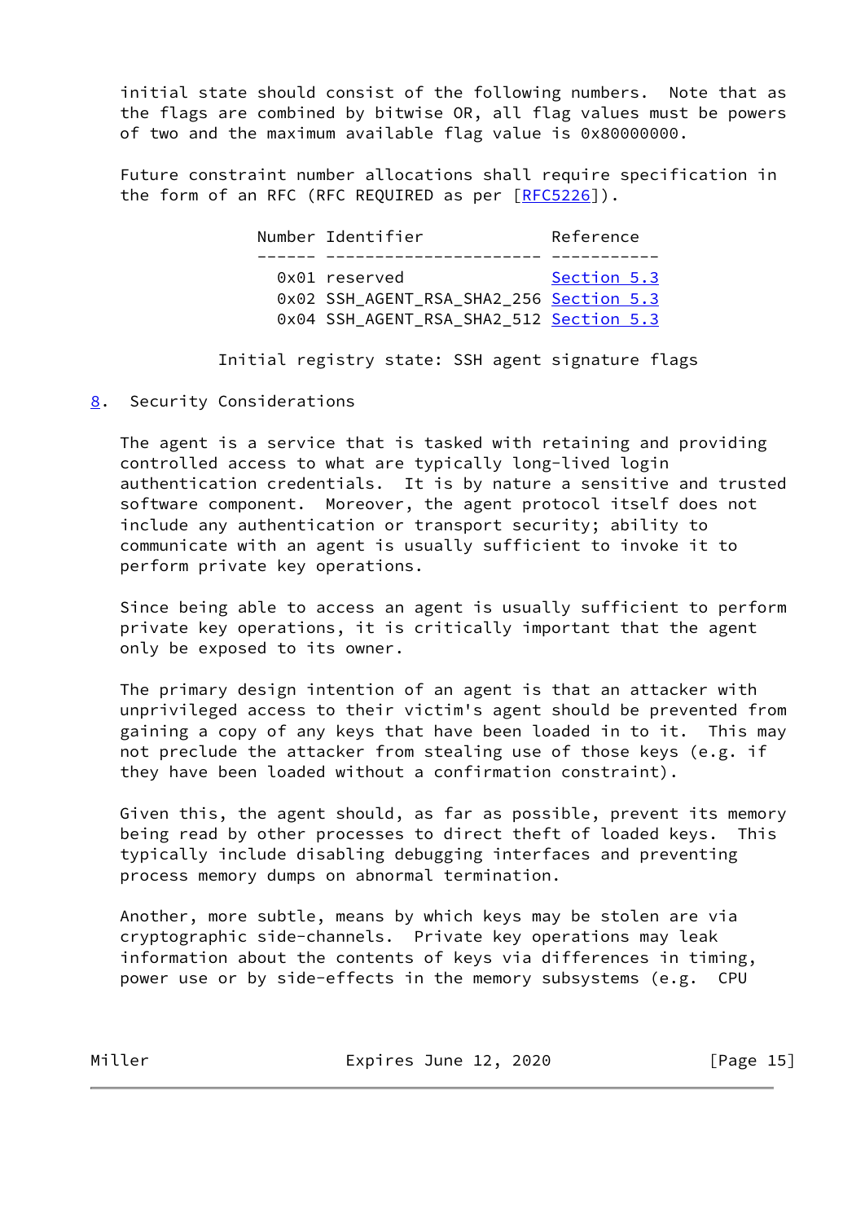initial state should consist of the following numbers. Note that as the flags are combined by bitwise OR, all flag values must be powers of two and the maximum available flag value is 0x80000000.

Future constraint number allocations shall require specification in the form of an RFC (RFC REQUIRED as per [RFC5226]).

| Number | Identifier | Reference |
| --- | --- | --- |
| 0x01 | reserved | Section 5.3 |
| 0x02 | SSH_AGENT_RSA_SHA2_256 | Section 5.3 |
| 0x04 | SSH_AGENT_RSA_SHA2_512 | Section 5.3 |

Initial registry state: SSH agent signature flags

## 8. Security Considerations

The agent is a service that is tasked with retaining and providing controlled access to what are typically long-lived login authentication credentials. It is by nature a sensitive and trusted software component. Moreover, the agent protocol itself does not include any authentication or transport security; ability to communicate with an agent is usually sufficient to invoke it to perform private key operations.

Since being able to access an agent is usually sufficient to perform private key operations, it is critically important that the agent only be exposed to its owner.

The primary design intention of an agent is that an attacker with unprivileged access to their victim's agent should be prevented from gaining a copy of any keys that have been loaded in to it. This may not preclude the attacker from stealing use of those keys (e.g. if they have been loaded without a confirmation constraint).

Given this, the agent should, as far as possible, prevent its memory being read by other processes to direct theft of loaded keys. This typically include disabling debugging interfaces and preventing process memory dumps on abnormal termination.

Another, more subtle, means by which keys may be stolen are via cryptographic side-channels. Private key operations may leak information about the contents of keys via differences in timing, power use or by side-effects in the memory subsystems (e.g. CPU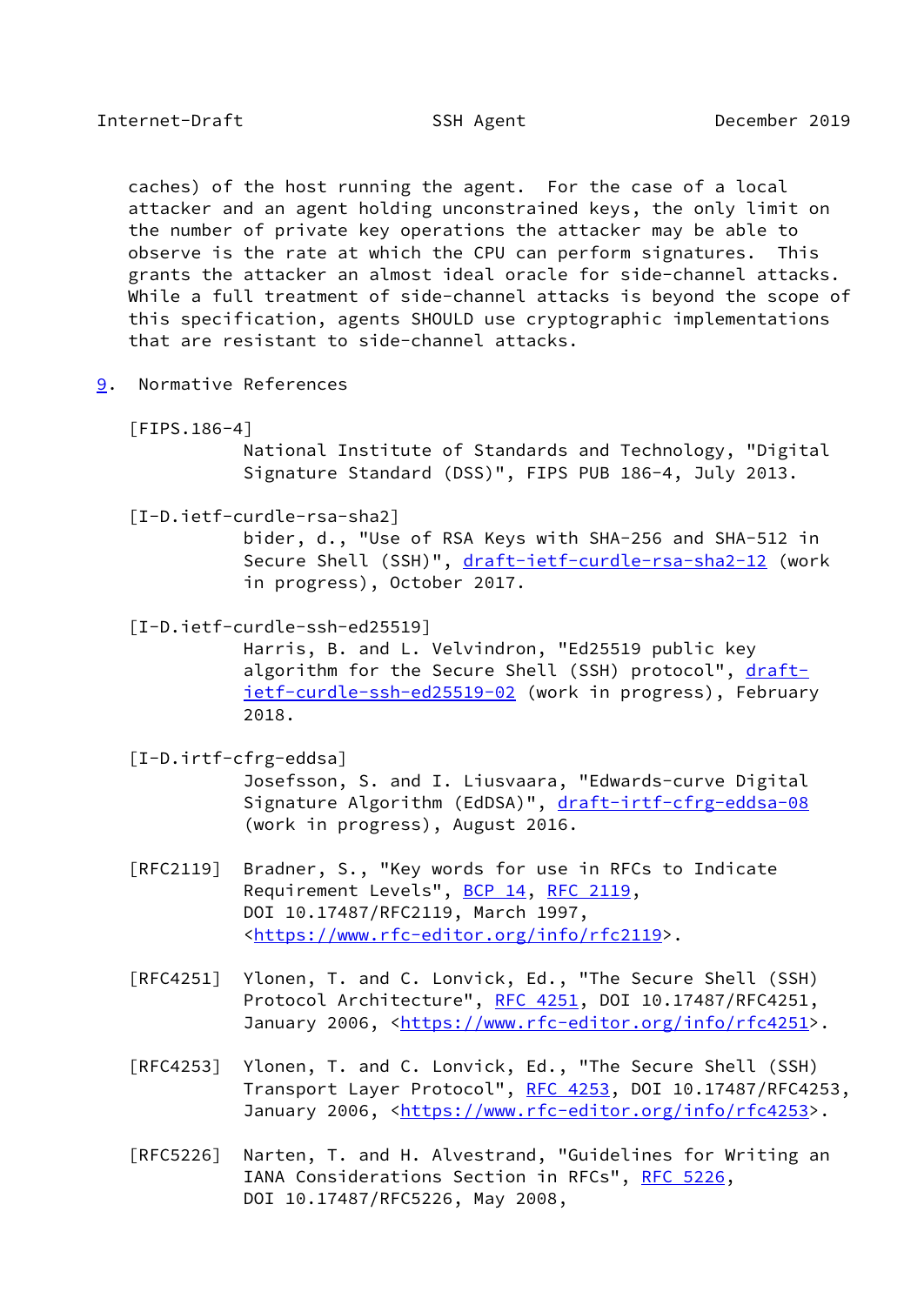caches) of the host running the agent. For the case of a local attacker and an agent holding unconstrained keys, the only limit on the number of private key operations the attacker may be able to observe is the rate at which the CPU can perform signatures. This grants the attacker an almost ideal oracle for side-channel attacks. While a full treatment of side-channel attacks is beyond the scope of this specification, agents SHOULD use cryptographic implementations that are resistant to side-channel attacks.

## 9. Normative References

[FIPS.186-4]
National Institute of Standards and Technology, "Digital Signature Standard (DSS)", FIPS PUB 186-4, July 2013.

[I-D.ietf-curdle-rsa-sha2]
bider, d., "Use of RSA Keys with SHA-256 and SHA-512 in Secure Shell (SSH)", draft-ietf-curdle-rsa-sha2-12 (work in progress), October 2017.

[I-D.ietf-curdle-ssh-ed25519]
Harris, B. and L. Velvindron, "Ed25519 public key algorithm for the Secure Shell (SSH) protocol", draft-ietf-curdle-ssh-ed25519-02 (work in progress), February 2018.

[I-D.irtf-cfrg-eddsa]
Josefsson, S. and I. Liusvaara, "Edwards-curve Digital Signature Algorithm (EdDSA)", draft-irtf-cfrg-eddsa-08 (work in progress), August 2016.

[RFC2119] Bradner, S., "Key words for use in RFCs to Indicate Requirement Levels", BCP 14, RFC 2119, DOI 10.17487/RFC2119, March 1997, <https://www.rfc-editor.org/info/rfc2119>.

[RFC4251] Ylonen, T. and C. Lonvick, Ed., "The Secure Shell (SSH) Protocol Architecture", RFC 4251, DOI 10.17487/RFC4251, January 2006, <https://www.rfc-editor.org/info/rfc4251>.

[RFC4253] Ylonen, T. and C. Lonvick, Ed., "The Secure Shell (SSH) Transport Layer Protocol", RFC 4253, DOI 10.17487/RFC4253, January 2006, <https://www.rfc-editor.org/info/rfc4253>.

[RFC5226] Narten, T. and H. Alvestrand, "Guidelines for Writing an IANA Considerations Section in RFCs", RFC 5226, DOI 10.17487/RFC5226, May 2008,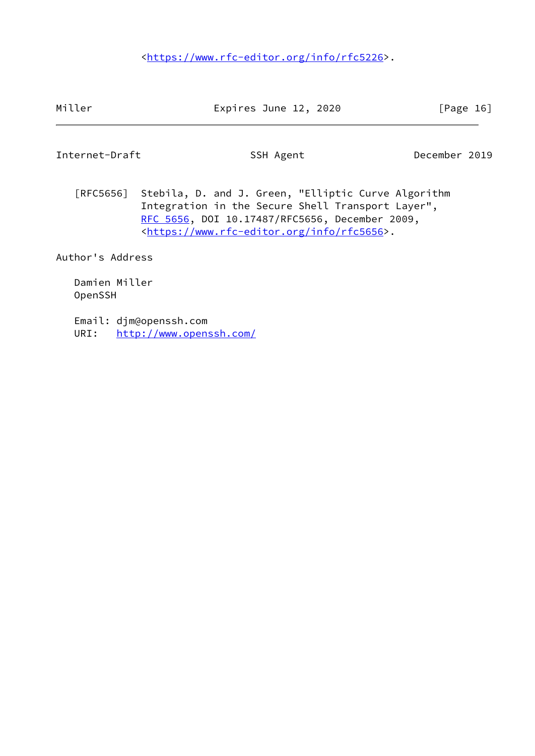<https://www.rfc-editor.org/info/rfc5226>.

[RFC5656] Stebila, D. and J. Green, "Elliptic Curve Algorithm Integration in the Secure Shell Transport Layer", RFC 5656, DOI 10.17487/RFC5656, December 2009, <https://www.rfc-editor.org/info/rfc5656>.

## Author's Address

Damien Miller
OpenSSH

Email: djm@openssh.com
URI: http://www.openssh.com/